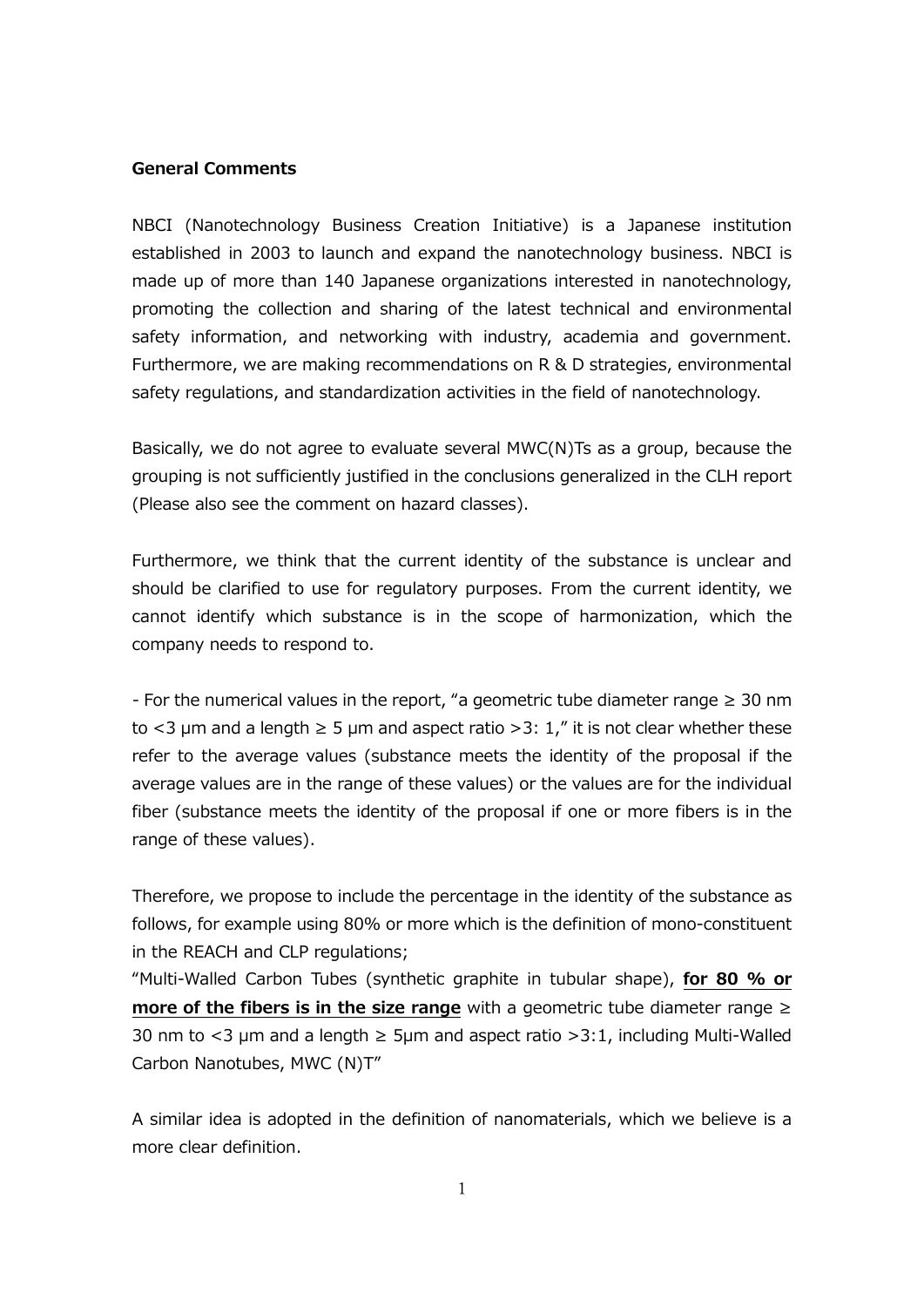**General Comments**

NBCI (Nanotechnology Business Creation Initiative) is a Japanese institution established in 2003 to launch and expand the nanotechnology business. NBCI is made up of more than 140 Japanese organizations interested in nanotechnology, promoting the collection and sharing of the latest technical and environmental safety information, and networking with industry, academia and government. Furthermore, we are making recommendations on R & D strategies, environmental safety regulations, and standardization activities in the field of nanotechnology.

Basically, we do not agree to evaluate several MWC(N)Ts as a group, because the grouping is not sufficiently justified in the conclusions generalized in the CLH report (Please also see the comment on hazard classes).

Furthermore, we think that the current identity of the substance is unclear and should be clarified to use for regulatory purposes. From the current identity, we cannot identify which substance is in the scope of harmonization, which the company needs to respond to.

- For the numerical values in the report, "a geometric tube diameter range ≥ 30 nm to <3 μm and a length ≥ 5 μm and aspect ratio >3: 1," it is not clear whether these refer to the average values (substance meets the identity of the proposal if the average values are in the range of these values) or the values are for the individual fiber (substance meets the identity of the proposal if one or more fibers is in the range of these values).

Therefore, we propose to include the percentage in the identity of the substance as follows, for example using 80% or more which is the definition of mono-constituent in the REACH and CLP regulations;

"Multi-Walled Carbon Tubes (synthetic graphite in tubular shape), **for 80 % or more of the fibers is in the size range** with a geometric tube diameter range ≥ 30 nm to <3 μm and a length ≥ 5μm and aspect ratio >3:1, including Multi-Walled Carbon Nanotubes, MWC (N)T"

A similar idea is adopted in the definition of nanomaterials, which we believe is a more clear definition.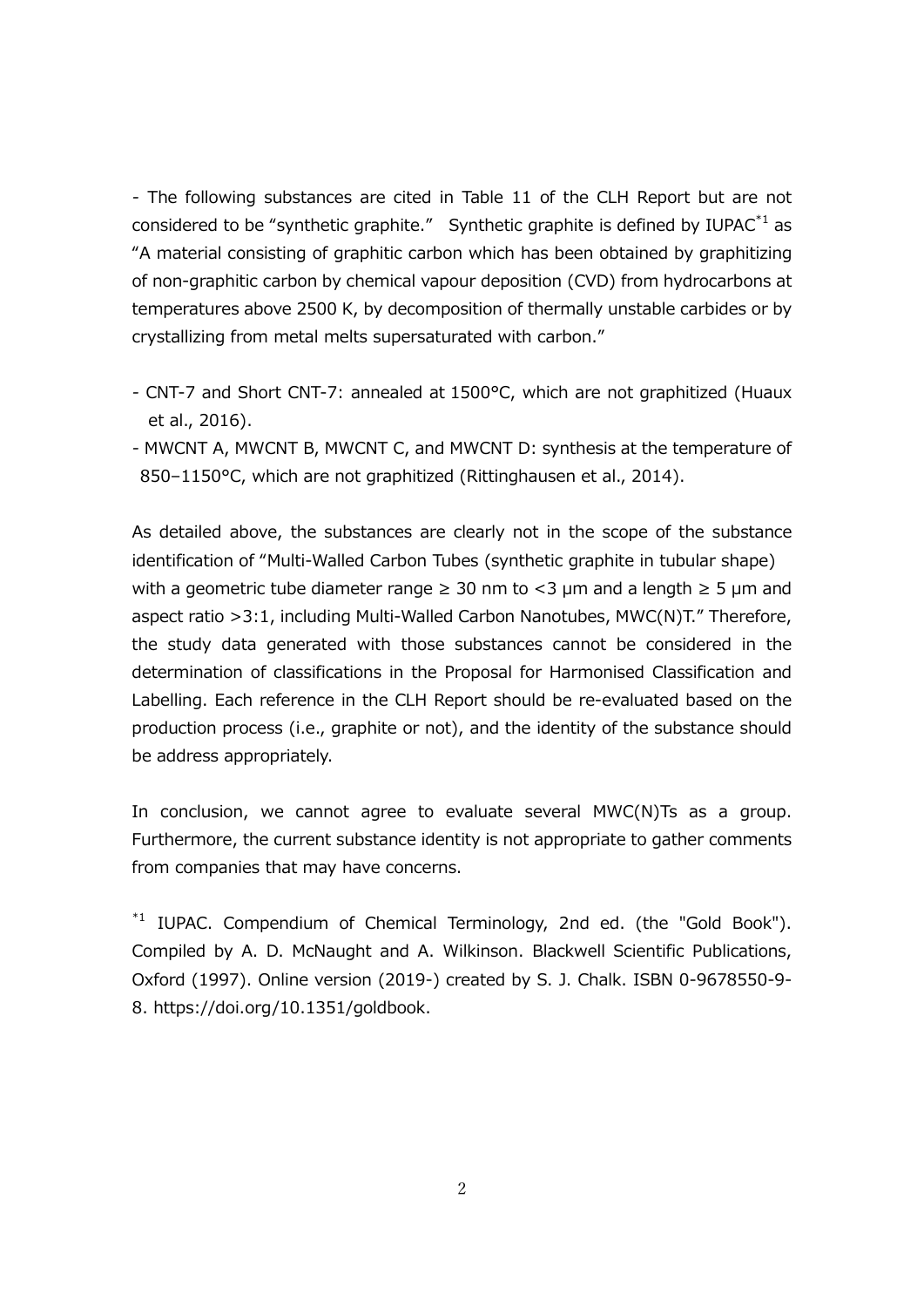- The following substances are cited in Table 11 of the CLH Report but are not considered to be "synthetic graphite." Synthetic graphite is defined by IUPAC[*1] as "A material consisting of graphitic carbon which has been obtained by graphitizing of non-graphitic carbon by chemical vapour deposition (CVD) from hydrocarbons at temperatures above 2500 K, by decomposition of thermally unstable carbides or by crystallizing from metal melts supersaturated with carbon."

- CNT-7 and Short CNT-7: annealed at 1500°C, which are not graphitized (Huaux et al., 2016).
- MWCNT A, MWCNT B, MWCNT C, and MWCNT D: synthesis at the temperature of 850–1150°C, which are not graphitized (Rittinghausen et al., 2014).

As detailed above, the substances are clearly not in the scope of the substance identification of "Multi-Walled Carbon Tubes (synthetic graphite in tubular shape) with a geometric tube diameter range ≥ 30 nm to <3 μm and a length ≥ 5 μm and aspect ratio >3:1, including Multi-Walled Carbon Nanotubes, MWC(N)T." Therefore, the study data generated with those substances cannot be considered in the determination of classifications in the Proposal for Harmonised Classification and Labelling. Each reference in the CLH Report should be re-evaluated based on the production process (i.e., graphite or not), and the identity of the substance should be address appropriately.

In conclusion, we cannot agree to evaluate several MWC(N)Ts as a group. Furthermore, the current substance identity is not appropriate to gather comments from companies that may have concerns.

[*1] IUPAC. Compendium of Chemical Terminology, 2nd ed. (the "Gold Book"). Compiled by A. D. McNaught and A. Wilkinson. Blackwell Scientific Publications, Oxford (1997). Online version (2019-) created by S. J. Chalk. ISBN 0-9678550-9-8. https://doi.org/10.1351/goldbook.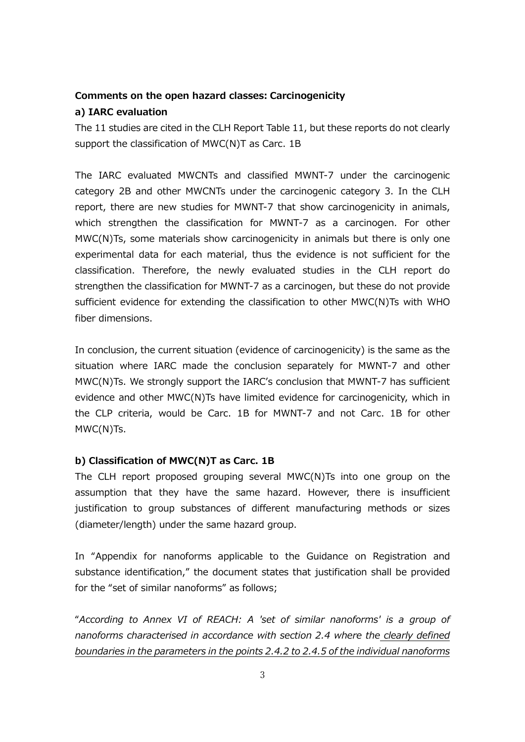**Comments on the open hazard classes: Carcinogenicity**

**a) IARC evaluation**

The 11 studies are cited in the CLH Report Table 11, but these reports do not clearly support the classification of MWC(N)T as Carc. 1B

The IARC evaluated MWCNTs and classified MWNT-7 under the carcinogenic category 2B and other MWCNTs under the carcinogenic category 3. In the CLH report, there are new studies for MWNT-7 that show carcinogenicity in animals, which strengthen the classification for MWNT-7 as a carcinogen. For other MWC(N)Ts, some materials show carcinogenicity in animals but there is only one experimental data for each material, thus the evidence is not sufficient for the classification. Therefore, the newly evaluated studies in the CLH report do strengthen the classification for MWNT-7 as a carcinogen, but these do not provide sufficient evidence for extending the classification to other MWC(N)Ts with WHO fiber dimensions.

In conclusion, the current situation (evidence of carcinogenicity) is the same as the situation where IARC made the conclusion separately for MWNT-7 and other MWC(N)Ts. We strongly support the IARC's conclusion that MWNT-7 has sufficient evidence and other MWC(N)Ts have limited evidence for carcinogenicity, which in the CLP criteria, would be Carc. 1B for MWNT-7 and not Carc. 1B for other MWC(N)Ts.

**b) Classification of MWC(N)T as Carc. 1B**

The CLH report proposed grouping several MWC(N)Ts into one group on the assumption that they have the same hazard. However, there is insufficient justification to group substances of different manufacturing methods or sizes (diameter/length) under the same hazard group.

In "Appendix for nanoforms applicable to the Guidance on Registration and substance identification," the document states that justification shall be provided for the "set of similar nanoforms" as follows;

"*According to Annex VI of REACH: A 'set of similar nanoforms' is a group of nanoforms characterised in accordance with section 2.4 where the clearly defined boundaries in the parameters in the points 2.4.2 to 2.4.5 of the individual nanoforms*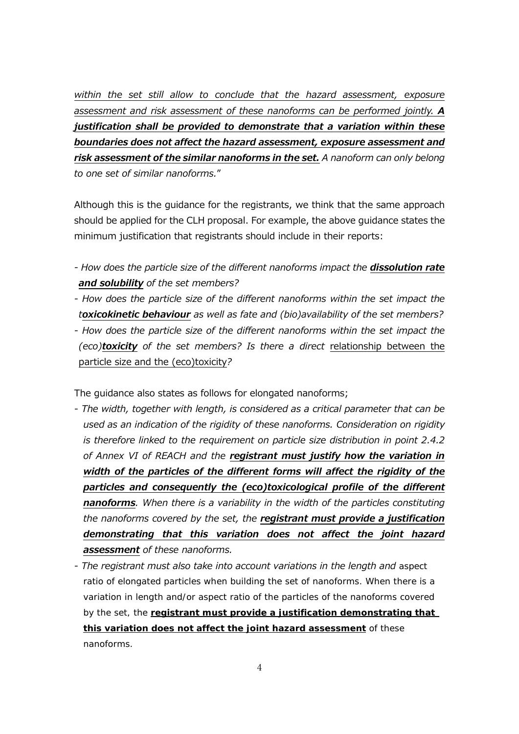*within the set still allow to conclude that the hazard assessment, exposure assessment and risk assessment of these nanoforms can be performed jointly.* ***A justification shall be provided to demonstrate that a variation within these boundaries does not affect the hazard assessment, exposure assessment and risk assessment of the similar nanoforms in the set.*** *A nanoform can only belong to one set of similar nanoforms.*"

Although this is the guidance for the registrants, we think that the same approach should be applied for the CLH proposal. For example, the above guidance states the minimum justification that registrants should include in their reports:

- *How does the particle size of the different nanoforms impact the* ***dissolution rate and solubility*** *of the set members?*
- *How does the particle size of the different nanoforms within the set impact the t****oxicokinetic behaviour*** *as well as fate and (bio)availability of the set members?*
- *How does the particle size of the different nanoforms within the set impact the (eco)****toxicity*** *of the set members? Is there a direct* relationship between the particle size and the (eco)toxicity*?*

The guidance also states as follows for elongated nanoforms;

- *The width, together with length, is considered as a critical parameter that can be used as an indication of the rigidity of these nanoforms. Consideration on rigidity is therefore linked to the requirement on particle size distribution in point 2.4.2 of Annex VI of REACH and the* ***registrant must justify how the variation in width of the particles of the different forms will affect the rigidity of the particles and consequently the (eco)toxicological profile of the different nanoforms****. When there is a variability in the width of the particles constituting the nanoforms covered by the set, the* ***registrant must provide a justification demonstrating that this variation does not affect the joint hazard assessment*** *of these nanoforms.*
- *The registrant must also take into account variations in the length and* aspect ratio of elongated particles when building the set of nanoforms. When there is a variation in length and/or aspect ratio of the particles of the nanoforms covered by the set, the **registrant must provide a justification demonstrating that this variation does not affect the joint hazard assessment** of these nanoforms.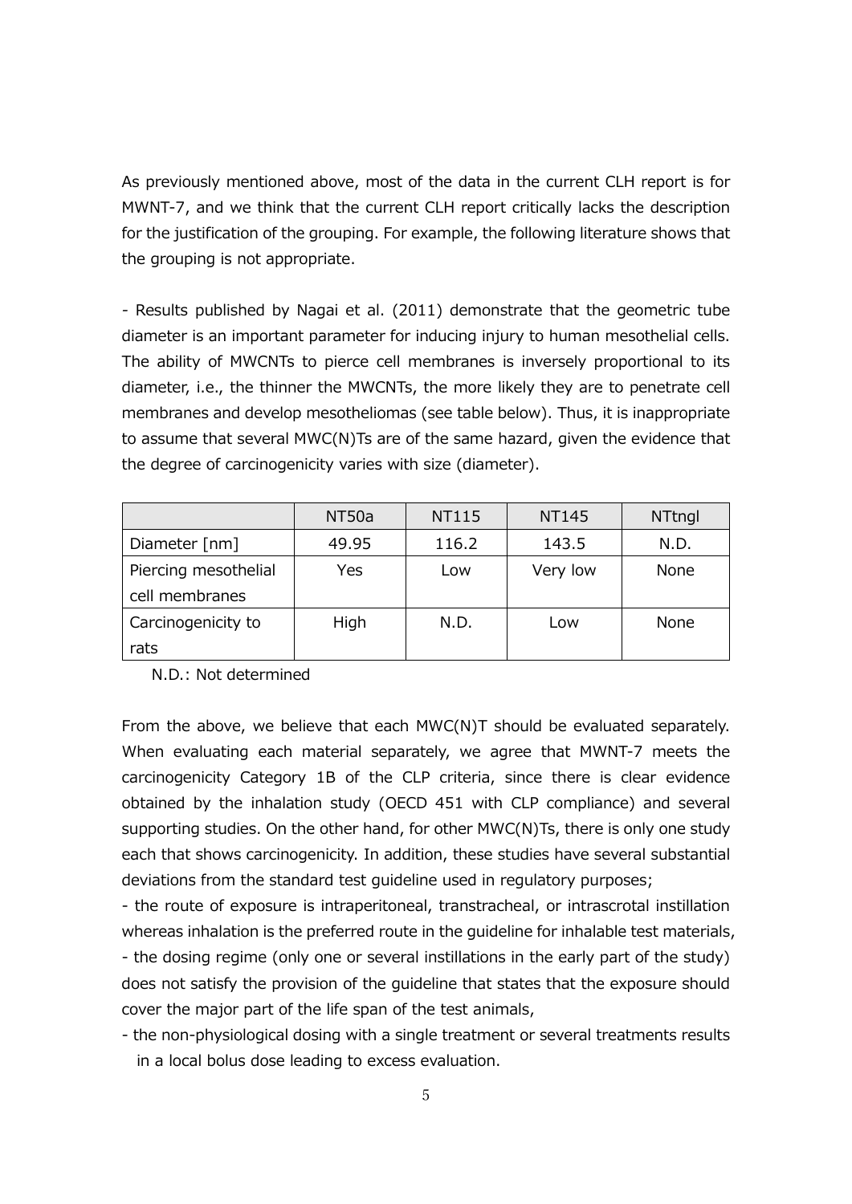As previously mentioned above, most of the data in the current CLH report is for MWNT-7, and we think that the current CLH report critically lacks the description for the justification of the grouping. For example, the following literature shows that the grouping is not appropriate.

- Results published by Nagai et al. (2011) demonstrate that the geometric tube diameter is an important parameter for inducing injury to human mesothelial cells. The ability of MWCNTs to pierce cell membranes is inversely proportional to its diameter, i.e., the thinner the MWCNTs, the more likely they are to penetrate cell membranes and develop mesotheliomas (see table below). Thus, it is inappropriate to assume that several MWC(N)Ts are of the same hazard, given the evidence that the degree of carcinogenicity varies with size (diameter).

| | NT50a | NT115 | NT145 | NTtngl |
|---|---|---|---|---|
| Diameter [nm] | 49.95 | 116.2 | 143.5 | N.D. |
| Piercing mesothelial cell membranes | Yes | Low | Very low | None |
| Carcinogenicity to rats | High | N.D. | Low | None |

N.D.: Not determined

From the above, we believe that each MWC(N)T should be evaluated separately. When evaluating each material separately, we agree that MWNT-7 meets the carcinogenicity Category 1B of the CLP criteria, since there is clear evidence obtained by the inhalation study (OECD 451 with CLP compliance) and several supporting studies. On the other hand, for other MWC(N)Ts, there is only one study each that shows carcinogenicity. In addition, these studies have several substantial deviations from the standard test guideline used in regulatory purposes;

- the route of exposure is intraperitoneal, transtracheal, or intrascrotal instillation whereas inhalation is the preferred route in the guideline for inhalable test materials,
- the dosing regime (only one or several instillations in the early part of the study) does not satisfy the provision of the guideline that states that the exposure should cover the major part of the life span of the test animals,
- the non-physiological dosing with a single treatment or several treatments results in a local bolus dose leading to excess evaluation.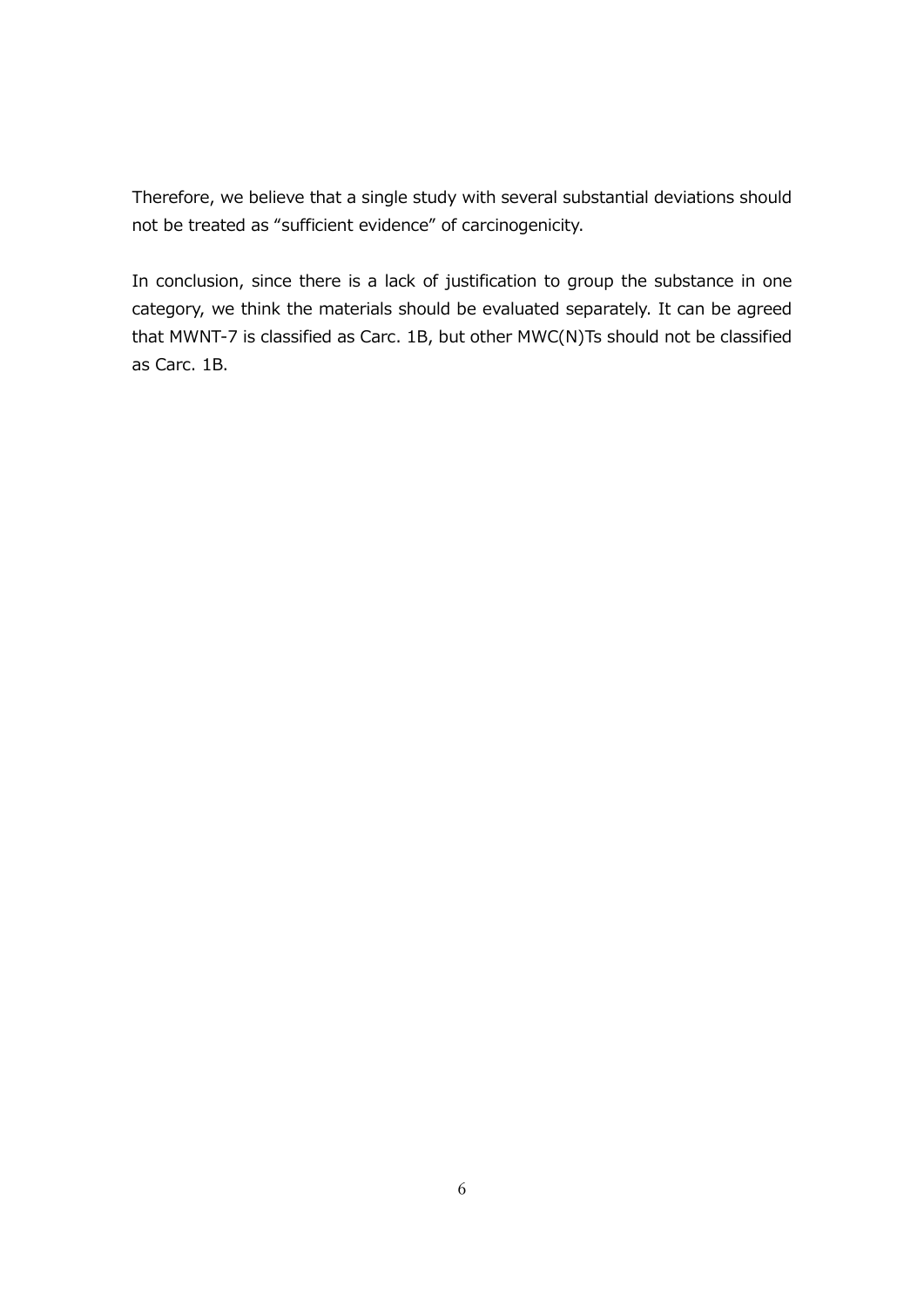Therefore, we believe that a single study with several substantial deviations should not be treated as "sufficient evidence" of carcinogenicity.

In conclusion, since there is a lack of justification to group the substance in one category, we think the materials should be evaluated separately. It can be agreed that MWNT-7 is classified as Carc. 1B, but other MWC(N)Ts should not be classified as Carc. 1B.